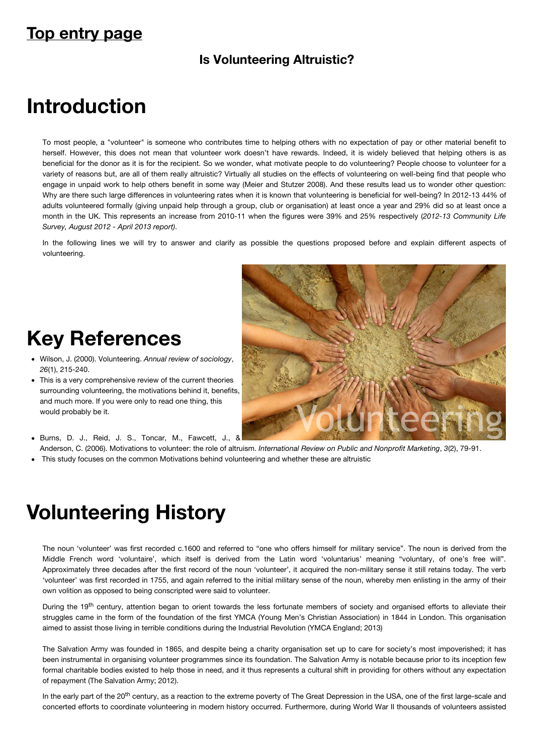## Top entry page

### Is Volunteering Altruistic?

# Introduction

To most people, a "volunteer" is someone who contributes time to helping others with no expectation of pay or other material benefit to herself. However, this does not mean that volunteer work doesn't have rewards. Indeed, it is widely believed that helping others is as beneficial for the donor as it is for the recipient. So we wonder, what motivate people to do volunteering? People choose to volunteer for a variety of reasons but, are all of them really altruistic? Virtually all studies on the effects of volunteering on well-being find that people who engage in unpaid work to help others benefit in some way (Meier and Stutzer 2008). And these results lead us to wonder other question: Why are there such large differences in volunteering rates when it is known that volunteering is beneficial for well-being? In 2012-13 44% of adults volunteered formally (giving unpaid help through a group, club or organisation) at least once a year and 29% did so at least once a month in the UK. This represents an increase from 2010-11 when the figures were 39% and 25% respectively (*2012-13 Community Life Survey, August 2012 - April 2013 report)*.

In the following lines we will try to answer and clarify as possible the questions proposed before and explain different aspects of volunteering.

# Key References

- Wilson, J. (2000). Volunteering. *Annual review of sociology*, *26*(1), 215-240.
- This is a very comprehensive review of the current theories surrounding volunteering, the motivations behind it, benefits, and much more. If you were only to read one thing, this would probably be it.
- Burns, D. J., Reid, J. S., Toncar, M., Fawcett, J., & Anderson, C. (2006). Motivations to volunteer: the role of altruism. *International Review on Public and Nonprofit Marketing*, *3*(2), 79-91.
- This study focuses on the common Motivations behind volunteering and whether these are altruistic

# Volunteering History

The noun 'volunteer' was first recorded c.1600 and referred to "one who offers himself for military service". The noun is derived from the Middle French word 'voluntaire', which itself is derived from the Latin word 'voluntarius' meaning "voluntary, of one's free will". Approximately three decades after the first record of the noun 'volunteer', it acquired the non-military sense it still retains today. The verb 'volunteer' was first recorded in 1755, and again referred to the initial military sense of the noun, whereby men enlisting in the army of their own volition as opposed to being conscripted were said to volunteer.

During the 19th century, attention began to orient towards the less fortunate members of society and organised efforts to alleviate their struggles came in the form of the foundation of the first YMCA (Young Men's Christian Association) in 1844 in London. This organisation aimed to assist those living in terrible conditions during the Industrial Revolution (YMCA England; 2013)

The Salvation Army was founded in 1865, and despite being a charity organisation set up to care for society's most impoverished; it has been instrumental in organising volunteer programmes since its foundation. The Salvation Army is notable because prior to its inception few formal charitable bodies existed to help those in need, and it thus represents a cultural shift in providing for others without any expectation of repayment (The Salvation Army; 2012).

In the early part of the 20th century, as a reaction to the extreme poverty of The Great Depression in the USA, one of the first large-scale and concerted efforts to coordinate volunteering in modern history occurred. Furthermore, during World War II thousands of volunteers assisted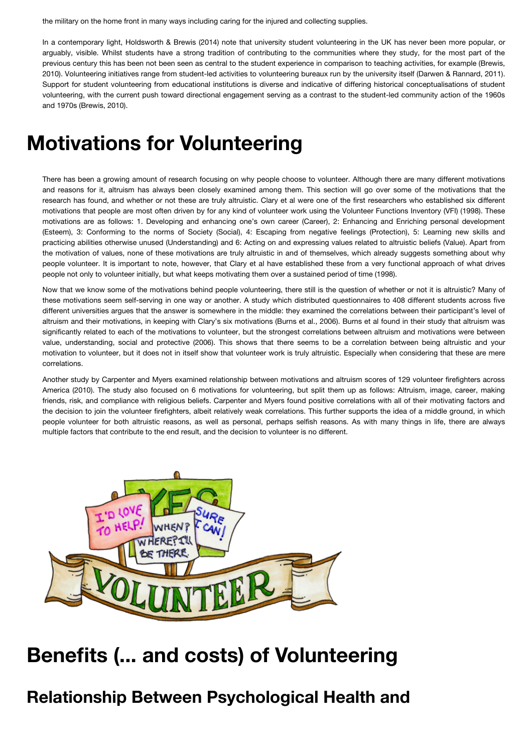the military on the home front in many ways including caring for the injured and collecting supplies.

In a contemporary light, Holdsworth & Brewis (2014) note that university student volunteering in the UK has never been more popular, or arguably, visible. Whilst students have a strong tradition of contributing to the communities where they study, for the most part of the previous century this has been not been seen as central to the student experience in comparison to teaching activities, for example (Brewis, 2010). Volunteering initiatives range from student-led activities to volunteering bureaux run by the university itself (Darwen & Rannard, 2011). Support for student volunteering from educational institutions is diverse and indicative of differing historical conceptualisations of student volunteering, with the current push toward directional engagement serving as a contrast to the student-led community action of the 1960s and 1970s (Brewis, 2010).

# Motivations for Volunteering

There has been a growing amount of research focusing on why people choose to volunteer. Although there are many different motivations and reasons for it, altruism has always been closely examined among them. This section will go over some of the motivations that the research has found, and whether or not these are truly altruistic. Clary et al were one of the first researchers who established six different motivations that people are most often driven by for any kind of volunteer work using the Volunteer Functions Inventory (VFI) (1998). These motivations are as follows: 1. Developing and enhancing one's own career (Career), 2: Enhancing and Enriching personal development (Esteem), 3: Conforming to the norms of Society (Social), 4: Escaping from negative feelings (Protection), 5: Learning new skills and practicing abilities otherwise unused (Understanding) and 6: Acting on and expressing values related to altruistic beliefs (Value). Apart from the motivation of values, none of these motivations are truly altruistic in and of themselves, which already suggests something about why people volunteer. It is important to note, however, that Clary et al have established these from a very functional approach of what drives people not only to volunteer initially, but what keeps motivating them over a sustained period of time (1998).

Now that we know some of the motivations behind people volunteering, there still is the question of whether or not it is altruistic? Many of these motivations seem self-serving in one way or another. A study which distributed questionnaires to 408 different students across five different universities argues that the answer is somewhere in the middle: they examined the correlations between their participant's level of altruism and their motivations, in keeping with Clary's six motivations (Burns et al., 2006). Burns et al found in their study that altruism was significantly related to each of the motivations to volunteer, but the strongest correlations between altruism and motivations were between value, understanding, social and protective (2006). This shows that there seems to be a correlation between being altruistic and your motivation to volunteer, but it does not in itself show that volunteer work is truly altruistic. Especially when considering that these are mere correlations.

Another study by Carpenter and Myers examined relationship between motivations and altruism scores of 129 volunteer firefighters across America (2010). The study also focused on 6 motivations for volunteering, but split them up as follows: Altruism, image, career, making friends, risk, and compliance with religious beliefs. Carpenter and Myers found positive correlations with all of their motivating factors and the decision to join the volunteer firefighters, albeit relatively weak correlations. This further supports the idea of a middle ground, in which people volunteer for both altruistic reasons, as well as personal, perhaps selfish reasons. As with many things in life, there are always multiple factors that contribute to the end result, and the decision to volunteer is no different.

I'D LOVE TO HELP!
WHEN? WHERE? I'LL BE THERE.
SURE I CAN!
YES
VOLUNTEER

# Benefits (... and costs) of Volunteering

## Relationship Between Psychological Health and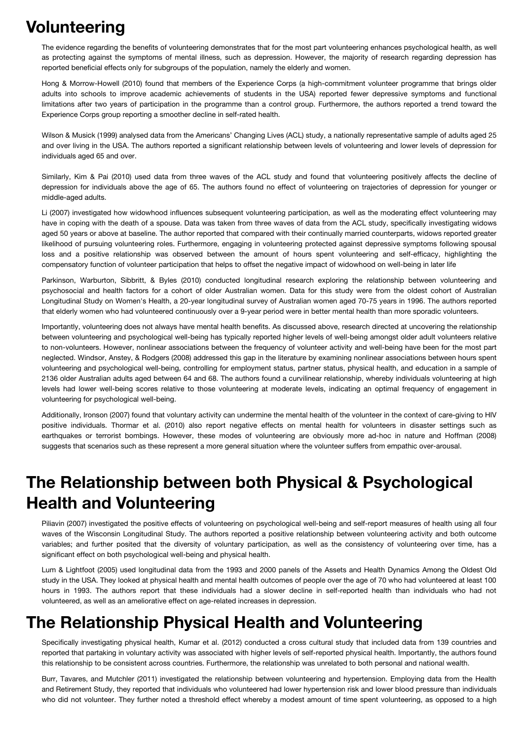# Volunteering

The evidence regarding the benefits of volunteering demonstrates that for the most part volunteering enhances psychological health, as well as protecting against the symptoms of mental illness, such as depression. However, the majority of research regarding depression has reported beneficial effects only for subgroups of the population, namely the elderly and women.

Hong & Morrow-Howell (2010) found that members of the Experience Corps (a high-commitment volunteer programme that brings older adults into schools to improve academic achievements of students in the USA) reported fewer depressive symptoms and functional limitations after two years of participation in the programme than a control group. Furthermore, the authors reported a trend toward the Experience Corps group reporting a smoother decline in self-rated health.

Wilson & Musick (1999) analysed data from the Americans' Changing Lives (ACL) study, a nationally representative sample of adults aged 25 and over living in the USA. The authors reported a significant relationship between levels of volunteering and lower levels of depression for individuals aged 65 and over.

Similarly, Kim & Pai (2010) used data from three waves of the ACL study and found that volunteering positively affects the decline of depression for individuals above the age of 65. The authors found no effect of volunteering on trajectories of depression for younger or middle-aged adults.

Li (2007) investigated how widowhood influences subsequent volunteering participation, as well as the moderating effect volunteering may have in coping with the death of a spouse. Data was taken from three waves of data from the ACL study, specifically investigating widows aged 50 years or above at baseline. The author reported that compared with their continually married counterparts, widows reported greater likelihood of pursuing volunteering roles. Furthermore, engaging in volunteering protected against depressive symptoms following spousal loss and a positive relationship was observed between the amount of hours spent volunteering and self-efficacy, highlighting the compensatory function of volunteer participation that helps to offset the negative impact of widowhood on well-being in later life

Parkinson, Warburton, Sibbritt, & Byles (2010) conducted longitudinal research exploring the relationship between volunteering and psychosocial and health factors for a cohort of older Australian women. Data for this study were from the oldest cohort of Australian Longitudinal Study on Women's Health, a 20-year longitudinal survey of Australian women aged 70-75 years in 1996. The authors reported that elderly women who had volunteered continuously over a 9-year period were in better mental health than more sporadic volunteers.

Importantly, volunteering does not always have mental health benefits. As discussed above, research directed at uncovering the relationship between volunteering and psychological well-being has typically reported higher levels of well-being amongst older adult volunteers relative to non-volunteers. However, nonlinear associations between the frequency of volunteer activity and well-being have been for the most part neglected. Windsor, Anstey, & Rodgers (2008) addressed this gap in the literature by examining nonlinear associations between hours spent volunteering and psychological well-being, controlling for employment status, partner status, physical health, and education in a sample of 2136 older Australian adults aged between 64 and 68. The authors found a curvilinear relationship, whereby individuals volunteering at high levels had lower well-being scores relative to those volunteering at moderate levels, indicating an optimal frequency of engagement in volunteering for psychological well-being.

Additionally, Ironson (2007) found that voluntary activity can undermine the mental health of the volunteer in the context of care-giving to HIV positive individuals. Thormar et al. (2010) also report negative effects on mental health for volunteers in disaster settings such as earthquakes or terrorist bombings. However, these modes of volunteering are obviously more ad-hoc in nature and Hoffman (2008) suggests that scenarios such as these represent a more general situation where the volunteer suffers from empathic over-arousal.

# The Relationship between both Physical & Psychological Health and Volunteering

Piliavin (2007) investigated the positive effects of volunteering on psychological well-being and self-report measures of health using all four waves of the Wisconsin Longitudinal Study. The authors reported a positive relationship between volunteering activity and both outcome variables; and further posited that the diversity of voluntary participation, as well as the consistency of volunteering over time, has a significant effect on both psychological well-being and physical health.

Lum & Lightfoot (2005) used longitudinal data from the 1993 and 2000 panels of the Assets and Health Dynamics Among the Oldest Old study in the USA. They looked at physical health and mental health outcomes of people over the age of 70 who had volunteered at least 100 hours in 1993. The authors report that these individuals had a slower decline in self-reported health than individuals who had not volunteered, as well as an ameliorative effect on age-related increases in depression.

# The Relationship Physical Health and Volunteering

Specifically investigating physical health, Kumar et al. (2012) conducted a cross cultural study that included data from 139 countries and reported that partaking in voluntary activity was associated with higher levels of self-reported physical health. Importantly, the authors found this relationship to be consistent across countries. Furthermore, the relationship was unrelated to both personal and national wealth.

Burr, Tavares, and Mutchler (2011) investigated the relationship between volunteering and hypertension. Employing data from the Health and Retirement Study, they reported that individuals who volunteered had lower hypertension risk and lower blood pressure than individuals who did not volunteer. They further noted a threshold effect whereby a modest amount of time spent volunteering, as opposed to a high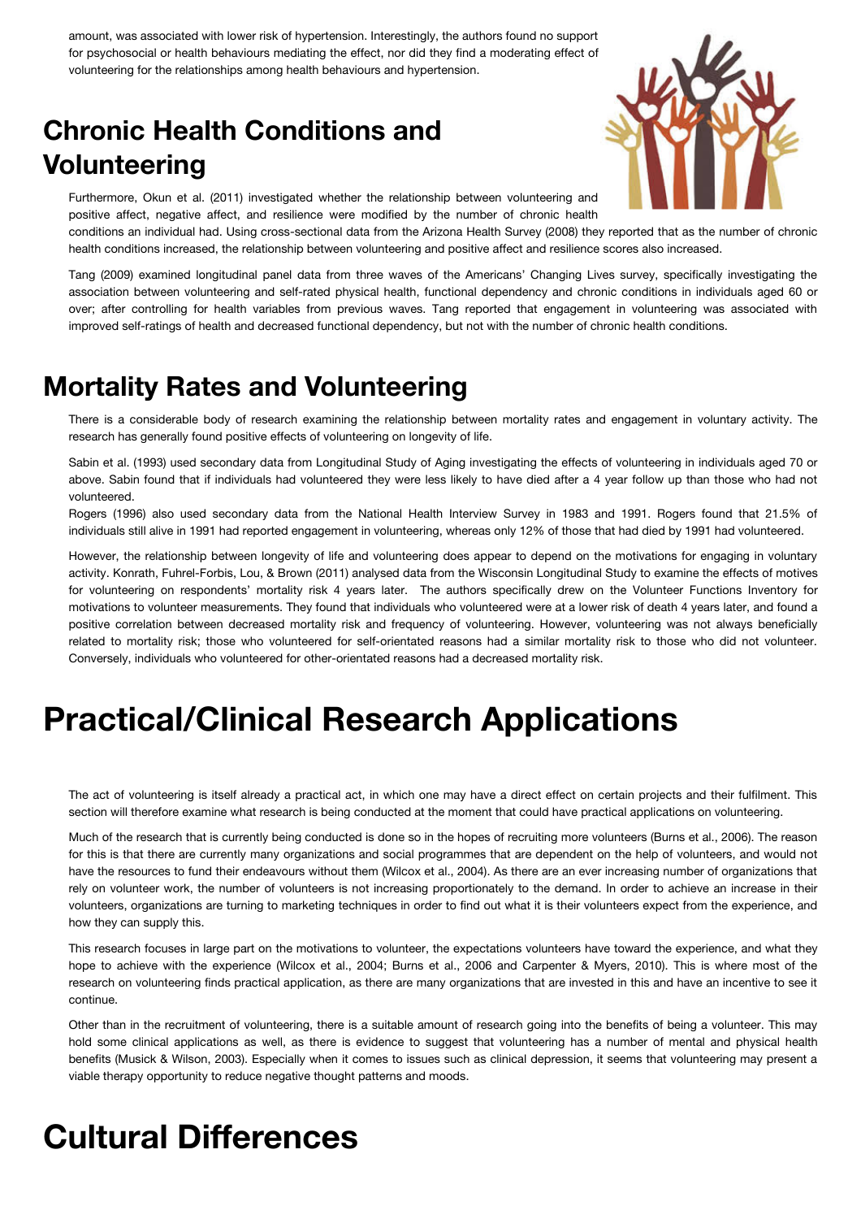amount, was associated with lower risk of hypertension. Interestingly, the authors found no support for psychosocial or health behaviours mediating the effect, nor did they find a moderating effect of volunteering for the relationships among health behaviours and hypertension.

## Chronic Health Conditions and Volunteering

Furthermore, Okun et al. (2011) investigated whether the relationship between volunteering and positive affect, negative affect, and resilience were modified by the number of chronic health conditions an individual had. Using cross-sectional data from the Arizona Health Survey (2008) they reported that as the number of chronic health conditions increased, the relationship between volunteering and positive affect and resilience scores also increased.

Tang (2009) examined longitudinal panel data from three waves of the Americans' Changing Lives survey, specifically investigating the association between volunteering and self-rated physical health, functional dependency and chronic conditions in individuals aged 60 or over; after controlling for health variables from previous waves. Tang reported that engagement in volunteering was associated with improved self-ratings of health and decreased functional dependency, but not with the number of chronic health conditions.

## Mortality Rates and Volunteering

There is a considerable body of research examining the relationship between mortality rates and engagement in voluntary activity. The research has generally found positive effects of volunteering on longevity of life.

Sabin et al. (1993) used secondary data from Longitudinal Study of Aging investigating the effects of volunteering in individuals aged 70 or above. Sabin found that if individuals had volunteered they were less likely to have died after a 4 year follow up than those who had not volunteered.

Rogers (1996) also used secondary data from the National Health Interview Survey in 1983 and 1991. Rogers found that 21.5% of individuals still alive in 1991 had reported engagement in volunteering, whereas only 12% of those that had died by 1991 had volunteered.

However, the relationship between longevity of life and volunteering does appear to depend on the motivations for engaging in voluntary activity. Konrath, Fuhrel-Forbis, Lou, & Brown (2011) analysed data from the Wisconsin Longitudinal Study to examine the effects of motives for volunteering on respondents' mortality risk 4 years later. The authors specifically drew on the Volunteer Functions Inventory for motivations to volunteer measurements. They found that individuals who volunteered were at a lower risk of death 4 years later, and found a positive correlation between decreased mortality risk and frequency of volunteering. However, volunteering was not always beneficially related to mortality risk; those who volunteered for self-orientated reasons had a similar mortality risk to those who did not volunteer. Conversely, individuals who volunteered for other-orientated reasons had a decreased mortality risk.

# Practical/Clinical Research Applications

The act of volunteering is itself already a practical act, in which one may have a direct effect on certain projects and their fulfilment. This section will therefore examine what research is being conducted at the moment that could have practical applications on volunteering.

Much of the research that is currently being conducted is done so in the hopes of recruiting more volunteers (Burns et al., 2006). The reason for this is that there are currently many organizations and social programmes that are dependent on the help of volunteers, and would not have the resources to fund their endeavours without them (Wilcox et al., 2004). As there are an ever increasing number of organizations that rely on volunteer work, the number of volunteers is not increasing proportionately to the demand. In order to achieve an increase in their volunteers, organizations are turning to marketing techniques in order to find out what it is their volunteers expect from the experience, and how they can supply this.

This research focuses in large part on the motivations to volunteer, the expectations volunteers have toward the experience, and what they hope to achieve with the experience (Wilcox et al., 2004; Burns et al., 2006 and Carpenter & Myers, 2010). This is where most of the research on volunteering finds practical application, as there are many organizations that are invested in this and have an incentive to see it continue.

Other than in the recruitment of volunteering, there is a suitable amount of research going into the benefits of being a volunteer. This may hold some clinical applications as well, as there is evidence to suggest that volunteering has a number of mental and physical health benefits (Musick & Wilson, 2003). Especially when it comes to issues such as clinical depression, it seems that volunteering may present a viable therapy opportunity to reduce negative thought patterns and moods.

# Cultural Differences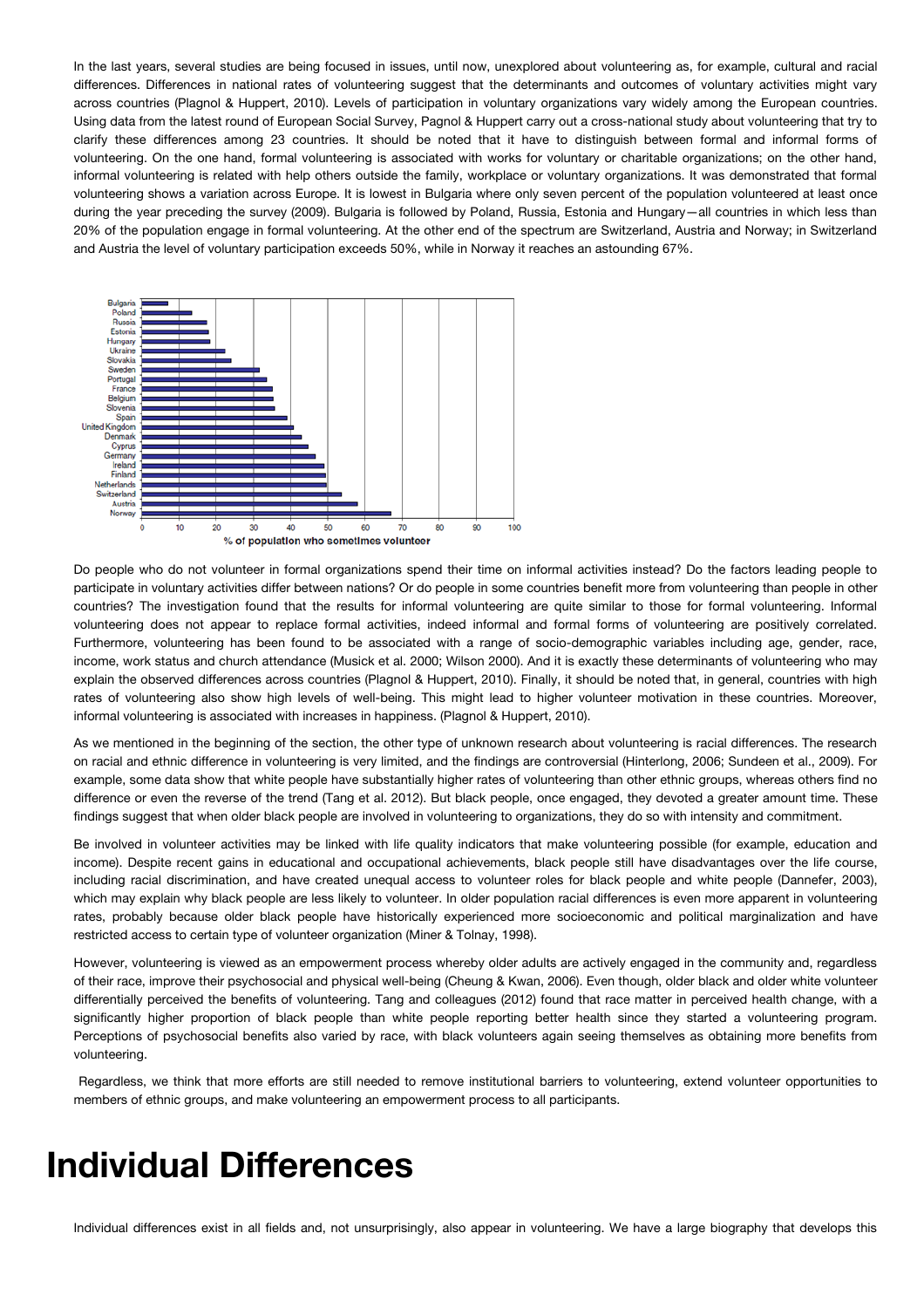In the last years, several studies are being focused in issues, until now, unexplored about volunteering as, for example, cultural and racial differences. Differences in national rates of volunteering suggest that the determinants and outcomes of voluntary activities might vary across countries (Plagnol & Huppert, 2010). Levels of participation in voluntary organizations vary widely among the European countries. Using data from the latest round of European Social Survey, Pagnol & Huppert carry out a cross-national study about volunteering that try to clarify these differences among 23 countries. It should be noted that it have to distinguish between formal and informal forms of volunteering. On the one hand, formal volunteering is associated with works for voluntary or charitable organizations; on the other hand, informal volunteering is related with help others outside the family, workplace or voluntary organizations. It was demonstrated that formal volunteering shows a variation across Europe. It is lowest in Bulgaria where only seven percent of the population volunteered at least once during the year preceding the survey (2009). Bulgaria is followed by Poland, Russia, Estonia and Hungary—all countries in which less than 20% of the population engage in formal volunteering. At the other end of the spectrum are Switzerland, Austria and Norway; in Switzerland and Austria the level of voluntary participation exceeds 50%, while in Norway it reaches an astounding 67%.

Do people who do not volunteer in formal organizations spend their time on informal activities instead? Do the factors leading people to participate in voluntary activities differ between nations? Or do people in some countries benefit more from volunteering than people in other countries? The investigation found that the results for informal volunteering are quite similar to those for formal volunteering. Informal volunteering does not appear to replace formal activities, indeed informal and formal forms of volunteering are positively correlated. Furthermore, volunteering has been found to be associated with a range of socio-demographic variables including age, gender, race, income, work status and church attendance (Musick et al. 2000; Wilson 2000). And it is exactly these determinants of volunteering who may explain the observed differences across countries (Plagnol & Huppert, 2010). Finally, it should be noted that, in general, countries with high rates of volunteering also show high levels of well-being. This might lead to higher volunteer motivation in these countries. Moreover, informal volunteering is associated with increases in happiness. (Plagnol & Huppert, 2010).

As we mentioned in the beginning of the section, the other type of unknown research about volunteering is racial differences. The research on racial and ethnic difference in volunteering is very limited, and the findings are controversial (Hinterlong, 2006; Sundeen et al., 2009). For example, some data show that white people have substantially higher rates of volunteering than other ethnic groups, whereas others find no difference or even the reverse of the trend (Tang et al. 2012). But black people, once engaged, they devoted a greater amount time. These findings suggest that when older black people are involved in volunteering to organizations, they do so with intensity and commitment.

Be involved in volunteer activities may be linked with life quality indicators that make volunteering possible (for example, education and income). Despite recent gains in educational and occupational achievements, black people still have disadvantages over the life course, including racial discrimination, and have created unequal access to volunteer roles for black people and white people (Dannefer, 2003), which may explain why black people are less likely to volunteer. In older population racial differences is even more apparent in volunteering rates, probably because older black people have historically experienced more socioeconomic and political marginalization and have restricted access to certain type of volunteer organization (Miner & Tolnay, 1998).

However, volunteering is viewed as an empowerment process whereby older adults are actively engaged in the community and, regardless of their race, improve their psychosocial and physical well-being (Cheung & Kwan, 2006). Even though, older black and older white volunteer differentially perceived the benefits of volunteering. Tang and colleagues (2012) found that race matter in perceived health change, with a significantly higher proportion of black people than white people reporting better health since they started a volunteering program. Perceptions of psychosocial benefits also varied by race, with black volunteers again seeing themselves as obtaining more benefits from volunteering.

Regardless, we think that more efforts are still needed to remove institutional barriers to volunteering, extend volunteer opportunities to members of ethnic groups, and make volunteering an empowerment process to all participants.

# Individual Differences

Individual differences exist in all fields and, not unsurprisingly, also appear in volunteering. We have a large biography that develops this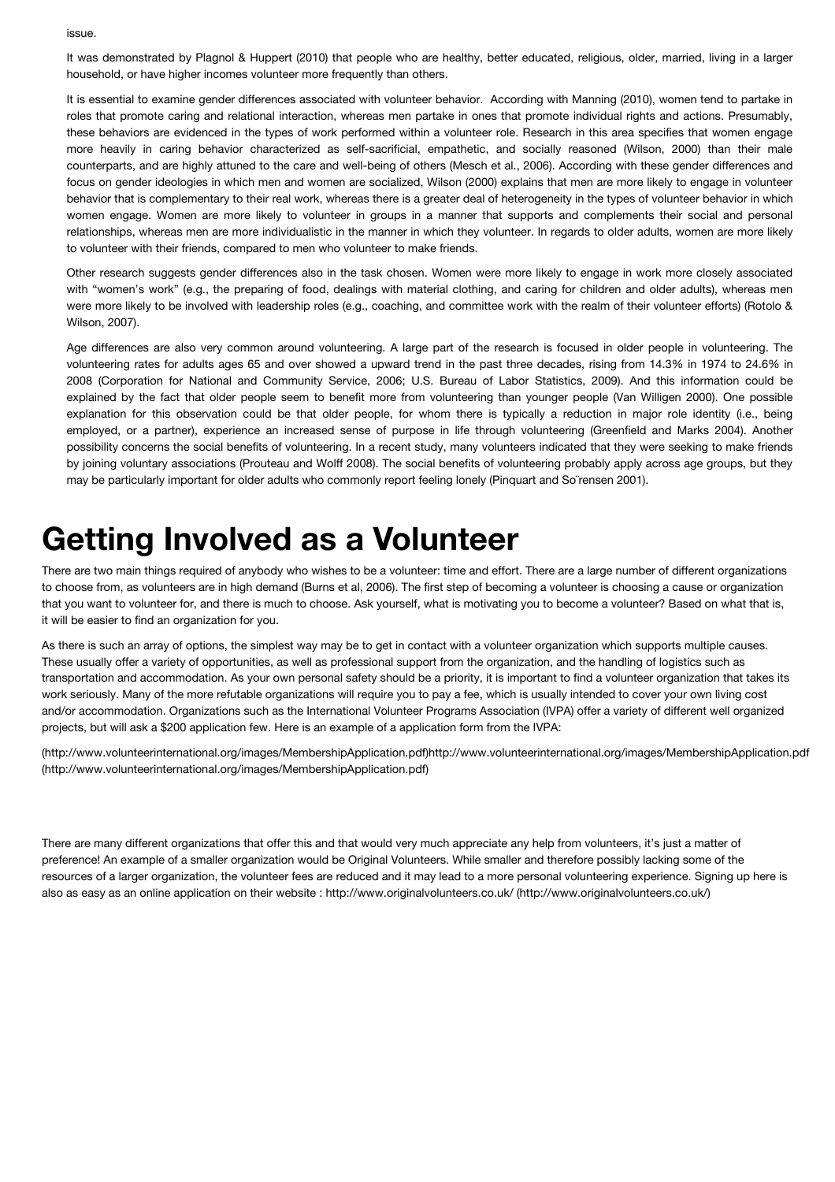issue.

It was demonstrated by Plagnol & Huppert (2010) that people who are healthy, better educated, religious, older, married, living in a larger household, or have higher incomes volunteer more frequently than others.

It is essential to examine gender differences associated with volunteer behavior. According with Manning (2010), women tend to partake in roles that promote caring and relational interaction, whereas men partake in ones that promote individual rights and actions. Presumably, these behaviors are evidenced in the types of work performed within a volunteer role. Research in this area specifies that women engage more heavily in caring behavior characterized as self-sacrificial, empathetic, and socially reasoned (Wilson, 2000) than their male counterparts, and are highly attuned to the care and well-being of others (Mesch et al., 2006). According with these gender differences and focus on gender ideologies in which men and women are socialized, Wilson (2000) explains that men are more likely to engage in volunteer behavior that is complementary to their real work, whereas there is a greater deal of heterogeneity in the types of volunteer behavior in which women engage. Women are more likely to volunteer in groups in a manner that supports and complements their social and personal relationships, whereas men are more individualistic in the manner in which they volunteer. In regards to older adults, women are more likely to volunteer with their friends, compared to men who volunteer to make friends.

Other research suggests gender differences also in the task chosen. Women were more likely to engage in work more closely associated with "women's work" (e.g., the preparing of food, dealings with material clothing, and caring for children and older adults), whereas men were more likely to be involved with leadership roles (e.g., coaching, and committee work with the realm of their volunteer efforts) (Rotolo & Wilson, 2007).

Age differences are also very common around volunteering. A large part of the research is focused in older people in volunteering. The volunteering rates for adults ages 65 and over showed a upward trend in the past three decades, rising from 14.3% in 1974 to 24.6% in 2008 (Corporation for National and Community Service, 2006; U.S. Bureau of Labor Statistics, 2009). And this information could be explained by the fact that older people seem to benefit more from volunteering than younger people (Van Willigen 2000). One possible explanation for this observation could be that older people, for whom there is typically a reduction in major role identity (i.e., being employed, or a partner), experience an increased sense of purpose in life through volunteering (Greenfield and Marks 2004). Another possibility concerns the social benefits of volunteering. In a recent study, many volunteers indicated that they were seeking to make friends by joining voluntary associations (Prouteau and Wolff 2008). The social benefits of volunteering probably apply across age groups, but they may be particularly important for older adults who commonly report feeling lonely (Pinquart and Sörensen 2001).

# Getting Involved as a Volunteer

There are two main things required of anybody who wishes to be a volunteer: time and effort. There are a large number of different organizations to choose from, as volunteers are in high demand (Burns et al, 2006). The first step of becoming a volunteer is choosing a cause or organization that you want to volunteer for, and there is much to choose. Ask yourself, what is motivating you to become a volunteer? Based on what that is, it will be easier to find an organization for you.

As there is such an array of options, the simplest way may be to get in contact with a volunteer organization which supports multiple causes. These usually offer a variety of opportunities, as well as professional support from the organization, and the handling of logistics such as transportation and accommodation. As your own personal safety should be a priority, it is important to find a volunteer organization that takes its work seriously. Many of the more refutable organizations will require you to pay a fee, which is usually intended to cover your own living cost and/or accommodation. Organizations such as the International Volunteer Programs Association (IVPA) offer a variety of different well organized projects, but will ask a $200 application few. Here is an example of a application form from the IVPA:

(http://www.volunteerinternational.org/images/MembershipApplication.pdf)http://www.volunteerinternational.org/images/MembershipApplication.pdf (http://www.volunteerinternational.org/images/MembershipApplication.pdf)

There are many different organizations that offer this and that would very much appreciate any help from volunteers, it's just a matter of preference! An example of a smaller organization would be Original Volunteers. While smaller and therefore possibly lacking some of the resources of a larger organization, the volunteer fees are reduced and it may lead to a more personal volunteering experience. Signing up here is also as easy as an online application on their website : http://www.originalvolunteers.co.uk/ (http://www.originalvolunteers.co.uk/)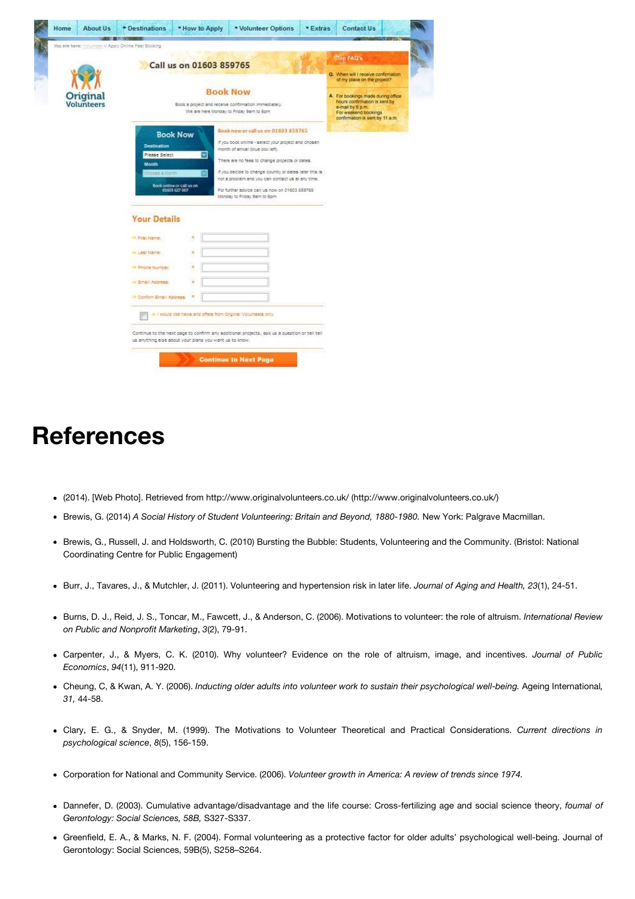# References

- (2014). [Web Photo]. Retrieved from http://www.originalvolunteers.co.uk/ (http://www.originalvolunteers.co.uk/)
- Brewis, G. (2014) *A Social History of Student Volunteering: Britain and Beyond, 1880-1980.* New York: Palgrave Macmillan.
- Brewis, G., Russell, J. and Holdsworth, C. (2010) Bursting the Bubble: Students, Volunteering and the Community. (Bristol: National Coordinating Centre for Public Engagement)
- Burr, J., Tavares, J., & Mutchler, J. (2011). Volunteering and hypertension risk in later life. *Journal of Aging and Health, 23*(1), 24-51.
- Burns, D. J., Reid, J. S., Toncar, M., Fawcett, J., & Anderson, C. (2006). Motivations to volunteer: the role of altruism. *International Review on Public and Nonprofit Marketing*, *3*(2), 79-91.
- Carpenter, J., & Myers, C. K. (2010). Why volunteer? Evidence on the role of altruism, image, and incentives. *Journal of Public Economics*, *94*(11), 911-920.
- Cheung, C, & Kwan, A. Y. (2006). *Inducting older adults into volunteer work to sustain their psychological well-being.* Ageing International, *31,* 44-58.
- Clary, E. G., & Snyder, M. (1999). The Motivations to Volunteer Theoretical and Practical Considerations. *Current directions in psychological science*, *8*(5), 156-159.
- Corporation for National and Community Service. (2006). *Volunteer growth in America: A review of trends since 1974.*
- Dannefer, D. (2003). Cumulative advantage/disadvantage and the life course: Cross-fertilizing age and social science theory, *foumal of Gerontology: Social Sciences, 58B,* S327-S337.
- Greenfield, E. A., & Marks, N. F. (2004). Formal volunteering as a protective factor for older adults' psychological well-being. Journal of Gerontology: Social Sciences, 59B(5), S258–S264.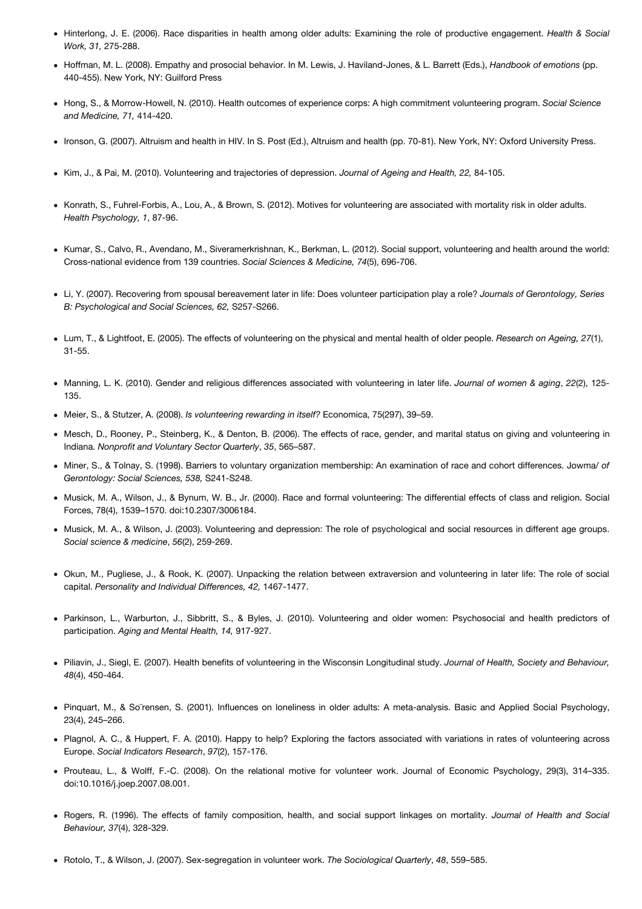- Hinterlong, J. E. (2006). Race disparities in health among older adults: Examining the role of productive engagement. *Health & Social Work, 31,* 275-288.
- Hoffman, M. L. (2008). Empathy and prosocial behavior. In M. Lewis, J. Haviland-Jones, & L. Barrett (Eds.), *Handbook of emotions* (pp. 440-455). New York, NY: Guilford Press
- Hong, S., & Morrow-Howell, N. (2010). Health outcomes of experience corps: A high commitment volunteering program. *Social Science and Medicine, 71,* 414-420.
- Ironson, G. (2007). Altruism and health in HIV. In S. Post (Ed.), Altruism and health (pp. 70-81). New York, NY: Oxford University Press.
- Kim, J., & Pai, M. (2010). Volunteering and trajectories of depression. *Journal of Ageing and Health, 22,* 84-105.
- Konrath, S., Fuhrel-Forbis, A., Lou, A., & Brown, S. (2012). Motives for volunteering are associated with mortality risk in older adults. *Health Psychology, 1*, 87-96.
- Kumar, S., Calvo, R., Avendano, M., Siveramerkrishnan, K., Berkman, L. (2012). Social support, volunteering and health around the world: Cross-national evidence from 139 countries. *Social Sciences & Medicine, 74*(5), 696-706.
- Li, Y. (2007). Recovering from spousal bereavement later in life: Does volunteer participation play a role? *Journals of Gerontology, Series B: Psychological and Social Sciences, 62,* S257-S266.
- Lum, T., & Lightfoot, E. (2005). The effects of volunteering on the physical and mental health of older people. *Research on Ageing, 27*(1), 31-55.
- Manning, L. K. (2010). Gender and religious differences associated with volunteering in later life. *Journal of women & aging*, *22*(2), 125-135.
- Meier, S., & Stutzer, A. (2008). *Is volunteering rewarding in itself?* Economica, 75(297), 39–59.
- Mesch, D., Rooney, P., Steinberg, K., & Denton, B. (2006). The effects of race, gender, and marital status on giving and volunteering in Indiana. *Nonprofit and Voluntary Sector Quarterly*, *35*, 565–587.
- Miner, S., & Tolnay, S. (1998). Barriers to voluntary organization membership: An examination of race and cohort differences. Jowma/ *of Gerontology: Social Sciences, 538,* S241-S248.
- Musick, M. A., Wilson, J., & Bynum, W. B., Jr. (2000). Race and formal volunteering: The differential effects of class and religion. Social Forces, 78(4), 1539–1570. doi:10.2307/3006184.
- Musick, M. A., & Wilson, J. (2003). Volunteering and depression: The role of psychological and social resources in different age groups. *Social science & medicine*, *56*(2), 259-269.
- Okun, M., Pugliese, J., & Rook, K. (2007). Unpacking the relation between extraversion and volunteering in later life: The role of social capital. *Personality and Individual Differences, 42,* 1467-1477.
- Parkinson, L., Warburton, J., Sibbritt, S., & Byles, J. (2010). Volunteering and older women: Psychosocial and health predictors of participation. *Aging and Mental Health, 14,* 917-927.
- Piliavin, J., Siegl, E. (2007). Health benefits of volunteering in the Wisconsin Longitudinal study. *Journal of Health, Society and Behaviour, 48*(4), 450-464.
- Pinquart, M., & So¨rensen, S. (2001). Influences on loneliness in older adults: A meta-analysis. Basic and Applied Social Psychology, 23(4), 245–266.
- Plagnol, A. C., & Huppert, F. A. (2010). Happy to help? Exploring the factors associated with variations in rates of volunteering across Europe. *Social Indicators Research*, *97*(2), 157-176.
- Prouteau, L., & Wolff, F.-C. (2008). On the relational motive for volunteer work. Journal of Economic Psychology, 29(3), 314–335. doi:10.1016/j.joep.2007.08.001.
- Rogers, R. (1996). The effects of family composition, health, and social support linkages on mortality. *Journal of Health and Social Behaviour, 37*(4), 328-329.
- Rotolo, T., & Wilson, J. (2007). Sex-segregation in volunteer work. *The Sociological Quarterly*, *48*, 559–585.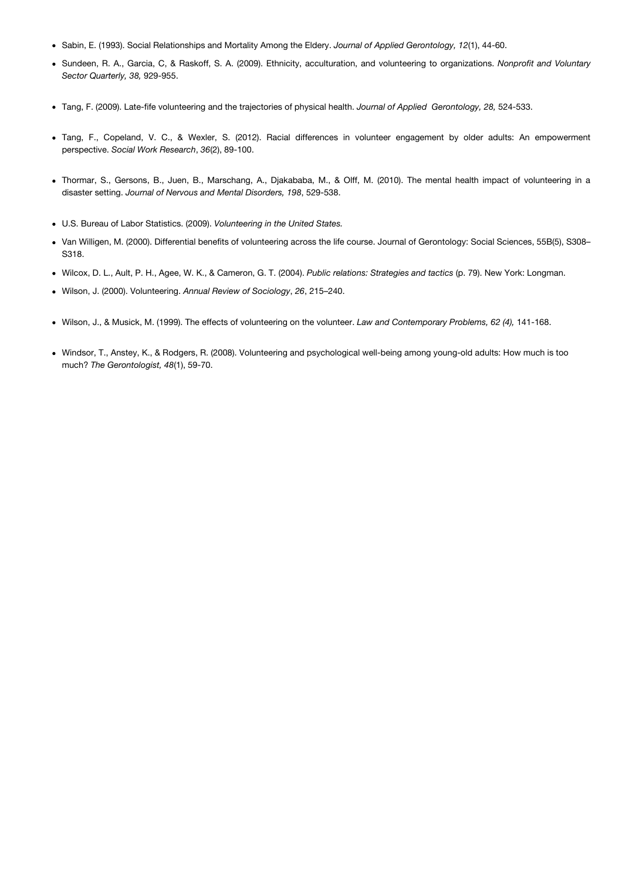- Sabin, E. (1993). Social Relationships and Mortality Among the Eldery. *Journal of Applied Gerontology, 12*(1), 44-60.
- Sundeen, R. A., Garcia, C, & Raskoff, S. A. (2009). Ethnicity, acculturation, and volunteering to organizations. *Nonprofit and Voluntary Sector Quarterly, 38,* 929-955.
- Tang, F. (2009). Late-fife volunteering and the trajectories of physical health. *Journal of Applied Gerontology, 28,* 524-533.
- Tang, F., Copeland, V. C., & Wexler, S. (2012). Racial differences in volunteer engagement by older adults: An empowerment perspective. *Social Work Research*, *36*(2), 89-100.
- Thormar, S., Gersons, B., Juen, B., Marschang, A., Djakababa, M., & Olff, M. (2010). The mental health impact of volunteering in a disaster setting. *Journal of Nervous and Mental Disorders, 198*, 529-538.
- U.S. Bureau of Labor Statistics. (2009). *Volunteering in the United States.*
- Van Willigen, M. (2000). Differential benefits of volunteering across the life course. Journal of Gerontology: Social Sciences, 55B(5), S308–S318.
- Wilcox, D. L., Ault, P. H., Agee, W. K., & Cameron, G. T. (2004). *Public relations: Strategies and tactics* (p. 79). New York: Longman.
- Wilson, J. (2000). Volunteering. *Annual Review of Sociology*, *26*, 215–240.
- Wilson, J., & Musick, M. (1999). The effects of volunteering on the volunteer. *Law and Contemporary Problems, 62 (4),* 141-168.
- Windsor, T., Anstey, K., & Rodgers, R. (2008). Volunteering and psychological well-being among young-old adults: How much is too much? *The Gerontologist, 48*(1), 59-70.